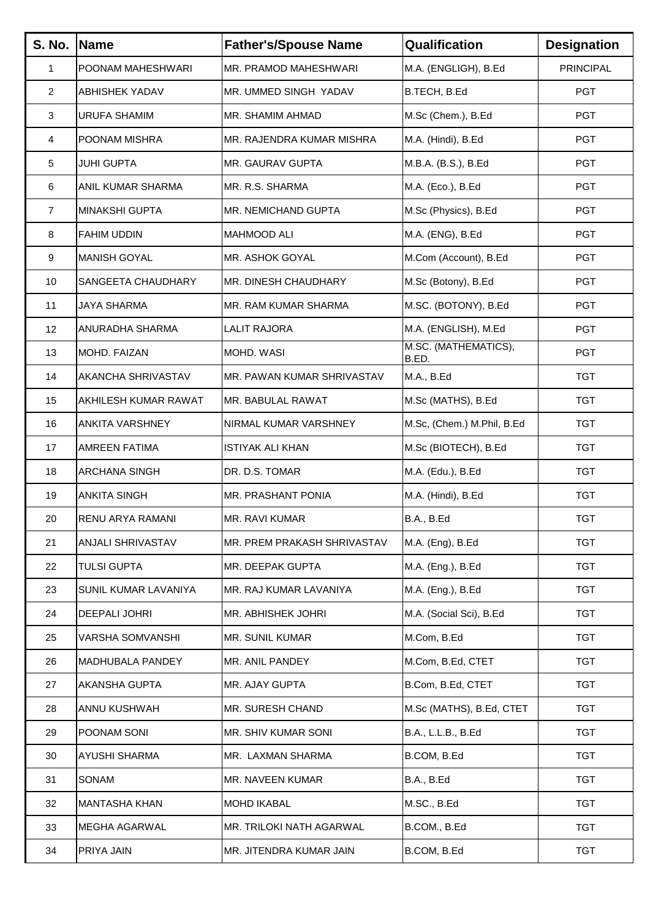| S. No. | Name | Father's/Spouse Name | Qualification | Designation |
|---|---|---|---|---|
| 1 | POONAM MAHESHWARI | MR. PRAMOD MAHESHWARI | M.A. (ENGLIGH), B.Ed | PRINCIPAL |
| 2 | ABHISHEK YADAV | MR. UMMED SINGH YADAV | B.TECH, B.Ed | PGT |
| 3 | URUFA SHAMIM | MR. SHAMIM AHMAD | M.Sc (Chem.), B.Ed | PGT |
| 4 | POONAM MISHRA | MR. RAJENDRA KUMAR MISHRA | M.A. (Hindi), B.Ed | PGT |
| 5 | JUHI GUPTA | MR. GAURAV GUPTA | M.B.A. (B.S.), B.Ed | PGT |
| 6 | ANIL KUMAR SHARMA | MR. R.S. SHARMA | M.A. (Eco.), B.Ed | PGT |
| 7 | MINAKSHI GUPTA | MR. NEMICHAND GUPTA | M.Sc (Physics), B.Ed | PGT |
| 8 | FAHIM UDDIN | MAHMOOD ALI | M.A. (ENG), B.Ed | PGT |
| 9 | MANISH GOYAL | MR. ASHOK GOYAL | M.Com (Account), B.Ed | PGT |
| 10 | SANGEETA CHAUDHARY | MR. DINESH CHAUDHARY | M.Sc (Botony), B.Ed | PGT |
| 11 | JAYA SHARMA | MR. RAM KUMAR SHARMA | M.SC. (BOTONY), B.Ed | PGT |
| 12 | ANURADHA SHARMA | LALIT RAJORA | M.A. (ENGLISH), M.Ed | PGT |
| 13 | MOHD. FAIZAN | MOHD. WASI | M.SC. (MATHEMATICS), B.ED. | PGT |
| 14 | AKANCHA SHRIVASTAV | MR. PAWAN KUMAR SHRIVASTAV | M.A., B.Ed | TGT |
| 15 | AKHILESH KUMAR RAWAT | MR. BABULAL RAWAT | M.Sc (MATHS), B.Ed | TGT |
| 16 | ANKITA VARSHNEY | NIRMAL KUMAR VARSHNEY | M.Sc, (Chem.) M.Phil, B.Ed | TGT |
| 17 | AMREEN FATIMA | ISTIYAK ALI KHAN | M.Sc (BIOTECH), B.Ed | TGT |
| 18 | ARCHANA SINGH | DR. D.S. TOMAR | M.A. (Edu.), B.Ed | TGT |
| 19 | ANKITA SINGH | MR. PRASHANT PONIA | M.A. (Hindi), B.Ed | TGT |
| 20 | RENU ARYA RAMANI | MR. RAVI KUMAR | B.A., B.Ed | TGT |
| 21 | ANJALI SHRIVASTAV | MR. PREM PRAKASH SHRIVASTAV | M.A. (Eng), B.Ed | TGT |
| 22 | TULSI GUPTA | MR. DEEPAK GUPTA | M.A. (Eng.), B.Ed | TGT |
| 23 | SUNIL KUMAR LAVANIYA | MR. RAJ KUMAR LAVANIYA | M.A. (Eng.), B.Ed | TGT |
| 24 | DEEPALI JOHRI | MR. ABHISHEK JOHRI | M.A. (Social Sci), B.Ed | TGT |
| 25 | VARSHA SOMVANSHI | MR. SUNIL KUMAR | M.Com, B.Ed | TGT |
| 26 | MADHUBALA PANDEY | MR. ANIL PANDEY | M.Com, B.Ed, CTET | TGT |
| 27 | AKANSHA GUPTA | MR. AJAY GUPTA | B.Com, B.Ed, CTET | TGT |
| 28 | ANNU KUSHWAH | MR. SURESH CHAND | M.Sc (MATHS), B.Ed, CTET | TGT |
| 29 | POONAM SONI | MR. SHIV KUMAR SONI | B.A., L.L.B., B.Ed | TGT |
| 30 | AYUSHI SHARMA | MR. LAXMAN SHARMA | B.COM, B.Ed | TGT |
| 31 | SONAM | MR. NAVEEN KUMAR | B.A., B.Ed | TGT |
| 32 | MANTASHA KHAN | MOHD IKABAL | M.SC., B.Ed | TGT |
| 33 | MEGHA AGARWAL | MR. TRILOKI NATH AGARWAL | B.COM., B.Ed | TGT |
| 34 | PRIYA JAIN | MR. JITENDRA KUMAR JAIN | B.COM, B.Ed | TGT |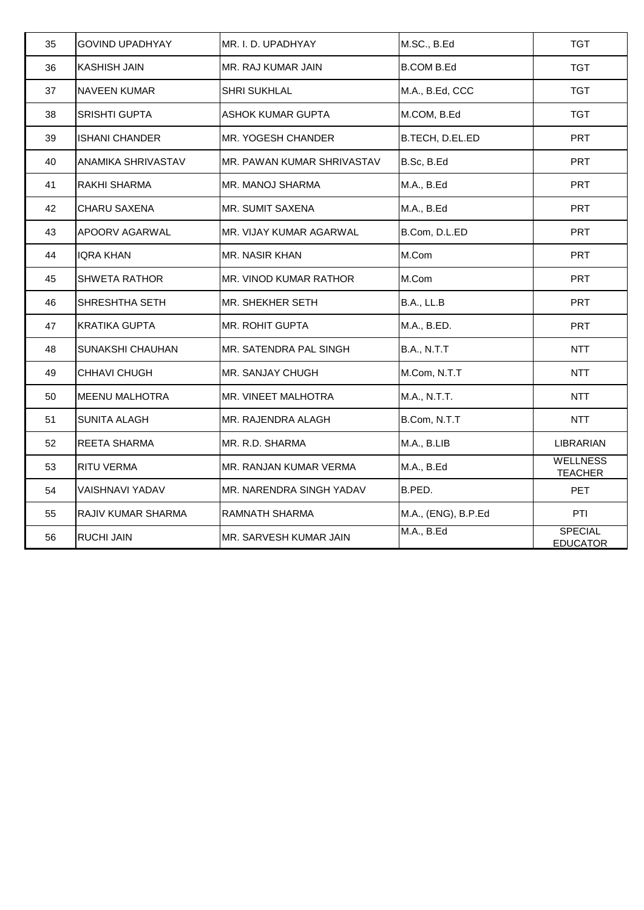| | | | | |
|---|---|---|---|---|
| 35 | GOVIND UPADHYAY | MR. I. D. UPADHYAY | M.SC., B.Ed | TGT |
| 36 | KASHISH JAIN | MR. RAJ KUMAR JAIN | B.COM B.Ed | TGT |
| 37 | NAVEEN KUMAR | SHRI SUKHLAL | M.A., B.Ed, CCC | TGT |
| 38 | SRISHTI GUPTA | ASHOK KUMAR GUPTA | M.COM, B.Ed | TGT |
| 39 | ISHANI CHANDER | MR. YOGESH CHANDER | B.TECH, D.EL.ED | PRT |
| 40 | ANAMIKA SHRIVASTAV | MR. PAWAN KUMAR SHRIVASTAV | B.Sc, B.Ed | PRT |
| 41 | RAKHI SHARMA | MR. MANOJ SHARMA | M.A., B.Ed | PRT |
| 42 | CHARU SAXENA | MR. SUMIT SAXENA | M.A., B.Ed | PRT |
| 43 | APOORV AGARWAL | MR. VIJAY KUMAR AGARWAL | B.Com, D.L.ED | PRT |
| 44 | IQRA KHAN | MR. NASIR KHAN | M.Com | PRT |
| 45 | SHWETA RATHOR | MR. VINOD KUMAR RATHOR | M.Com | PRT |
| 46 | SHRESHTHA SETH | MR. SHEKHER SETH | B.A., LL.B | PRT |
| 47 | KRATIKA GUPTA | MR. ROHIT GUPTA | M.A., B.ED. | PRT |
| 48 | SUNAKSHI CHAUHAN | MR. SATENDRA PAL SINGH | B.A., N.T.T | NTT |
| 49 | CHHAVI CHUGH | MR. SANJAY CHUGH | M.Com, N.T.T | NTT |
| 50 | MEENU MALHOTRA | MR. VINEET MALHOTRA | M.A., N.T.T. | NTT |
| 51 | SUNITA ALAGH | MR. RAJENDRA ALAGH | B.Com, N.T.T | NTT |
| 52 | REETA SHARMA | MR. R.D. SHARMA | M.A., B.LIB | LIBRARIAN |
| 53 | RITU VERMA | MR. RANJAN KUMAR VERMA | M.A., B.Ed | WELLNESS TEACHER |
| 54 | VAISHNAVI YADAV | MR. NARENDRA SINGH YADAV | B.PED. | PET |
| 55 | RAJIV KUMAR SHARMA | RAMNATH SHARMA | M.A., (ENG), B.P.Ed | PTI |
| 56 | RUCHI JAIN | MR. SARVESH KUMAR JAIN | M.A., B.Ed | SPECIAL EDUCATOR |